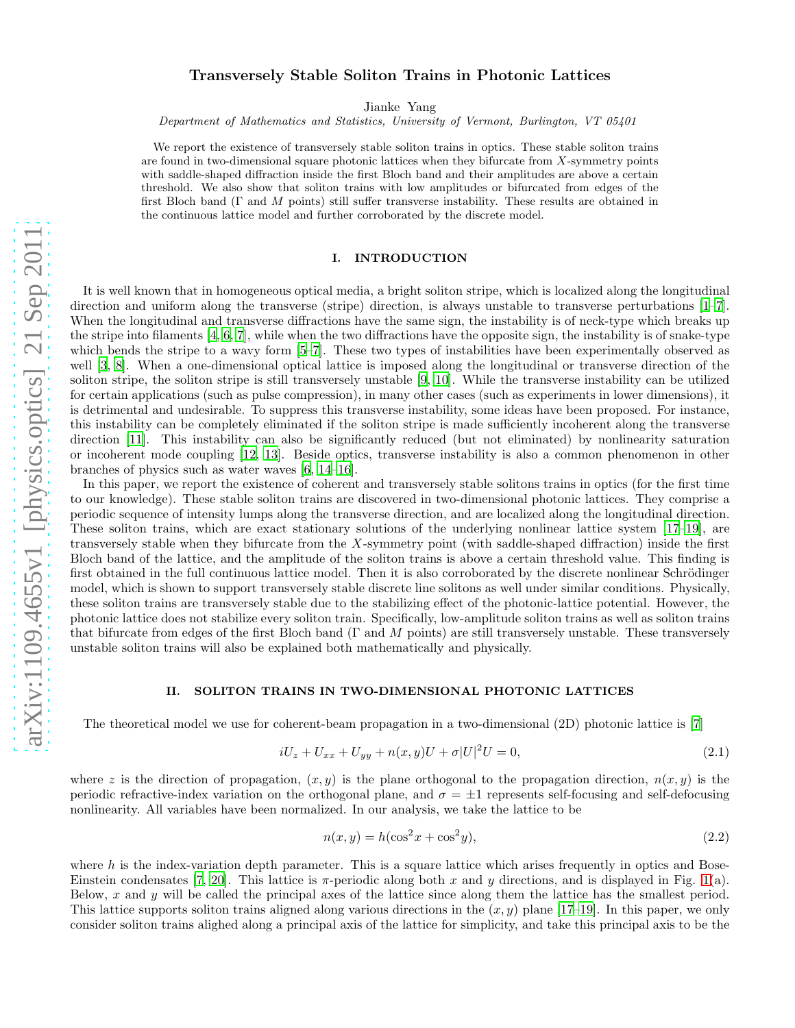# Transversely Stable Soliton Trains in Photonic Lattices

Jianke Yang

*Department of Mathematics and Statistics, University of Vermont, Burlington, VT 05401*

We report the existence of transversely stable soliton trains in optics. These stable soliton trains are found in two-dimensional square photonic lattices when they bifurcate from $X$-symmetry points with saddle-shaped diffraction inside the first Bloch band and their amplitudes are above a certain threshold. We also show that soliton trains with low amplitudes or bifurcated from edges of the first Bloch band ($\Gamma$ and $M$ points) still suffer transverse instability. These results are obtained in the continuous lattice model and further corroborated by the discrete model.

## I. INTRODUCTION

It is well known that in homogeneous optical media, a bright soliton stripe, which is localized along the longitudinal direction and uniform along the transverse (stripe) direction, is always unstable to transverse perturbations [1–7]. When the longitudinal and transverse diffractions have the same sign, the instability is of neck-type which breaks up the stripe into filaments [4, 6, 7], while when the two diffractions have the opposite sign, the instability is of snake-type which bends the stripe to a wavy form [5–7]. These two types of instabilities have been experimentally observed as well [3, 8]. When a one-dimensional optical lattice is imposed along the longitudinal or transverse direction of the soliton stripe, the soliton stripe is still transversely unstable [9, 10]. While the transverse instability can be utilized for certain applications (such as pulse compression), in many other cases (such as experiments in lower dimensions), it is detrimental and undesirable. To suppress this transverse instability, some ideas have been proposed. For instance, this instability can be completely eliminated if the soliton stripe is made sufficiently incoherent along the transverse direction [11]. This instability can also be significantly reduced (but not eliminated) by nonlinearity saturation or incoherent mode coupling [12, 13]. Beside optics, transverse instability is also a common phenomenon in other branches of physics such as water waves [6, 14–16].

In this paper, we report the existence of coherent and transversely stable solitons trains in optics (for the first time to our knowledge). These stable soliton trains are discovered in two-dimensional photonic lattices. They comprise a periodic sequence of intensity lumps along the transverse direction, and are localized along the longitudinal direction. These soliton trains, which are exact stationary solutions of the underlying nonlinear lattice system [17–19], are transversely stable when they bifurcate from the $X$-symmetry point (with saddle-shaped diffraction) inside the first Bloch band of the lattice, and the amplitude of the soliton trains is above a certain threshold value. This finding is first obtained in the full continuous lattice model. Then it is also corroborated by the discrete nonlinear Schrödinger model, which is shown to support transversely stable discrete line solitons as well under similar conditions. Physically, these soliton trains are transversely stable due to the stabilizing effect of the photonic-lattice potential. However, the photonic lattice does not stabilize every soliton train. Specifically, low-amplitude soliton trains as well as soliton trains that bifurcate from edges of the first Bloch band ($\Gamma$ and $M$ points) are still transversely unstable. These transversely unstable soliton trains will also be explained both mathematically and physically.

## II. SOLITON TRAINS IN TWO-DIMENSIONAL PHOTONIC LATTICES

The theoretical model we use for coherent-beam propagation in a two-dimensional (2D) photonic lattice is [7]

$$iU_z + U_{xx} + U_{yy} + n(x, y)U + \sigma|U|^2U = 0, \tag{2.1}$$

where $z$ is the direction of propagation, $(x, y)$ is the plane orthogonal to the propagation direction, $n(x, y)$ is the periodic refractive-index variation on the orthogonal plane, and $\sigma = \pm 1$ represents self-focusing and self-defocusing nonlinearity. All variables have been normalized. In our analysis, we take the lattice to be

$$n(x, y) = h(\cos^2 x + \cos^2 y), \tag{2.2}$$

where $h$ is the index-variation depth parameter. This is a square lattice which arises frequently in optics and Bose-Einstein condensates [7, 20]. This lattice is $\pi$-periodic along both $x$ and $y$ directions, and is displayed in Fig. 1(a). Below, $x$ and $y$ will be called the principal axes of the lattice since along them the lattice has the smallest period. This lattice supports soliton trains aligned along various directions in the $(x, y)$ plane [17–19]. In this paper, we only consider soliton trains alighed along a principal axis of the lattice for simplicity, and take this principal axis to be the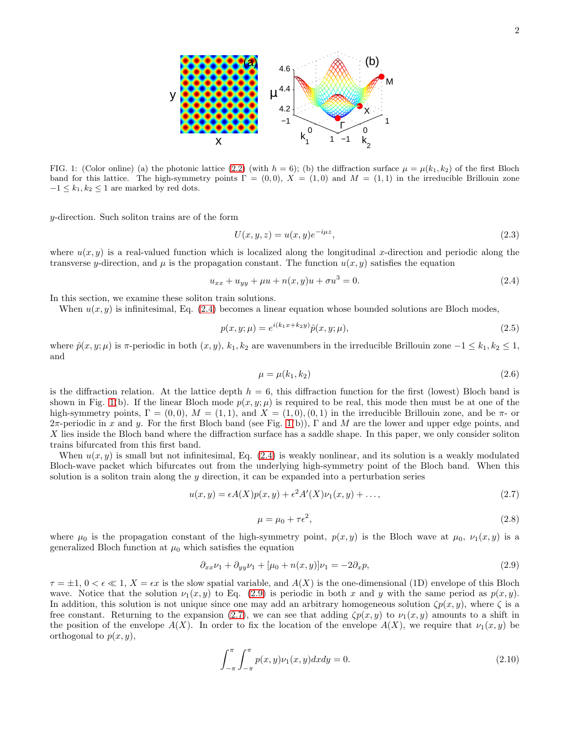FIG. 1: (Color online) (a) the photonic lattice (2.2) (with $h = 6$); (b) the diffraction surface $\mu = \mu(k_1, k_2)$ of the first Bloch band for this lattice. The high-symmetry points $\Gamma = (0, 0)$, $X = (1, 0)$ and $M = (1, 1)$ in the irreducible Brillouin zone $-1 \leq k_1, k_2 \leq 1$ are marked by red dots.

$y$-direction. Such soliton trains are of the form

$$U(x, y, z) = u(x, y)e^{-i\mu z}, \tag{2.3}$$

where $u(x, y)$ is a real-valued function which is localized along the longitudinal $x$-direction and periodic along the transverse $y$-direction, and $\mu$ is the propagation constant. The function $u(x, y)$ satisfies the equation

$$u_{xx} + u_{yy} + \mu u + n(x, y)u + \sigma u^3 = 0. \tag{2.4}$$

In this section, we examine these soliton train solutions.

When $u(x, y)$ is infinitesimal, Eq. (2.4) becomes a linear equation whose bounded solutions are Bloch modes,

$$p(x, y; \mu) = e^{i(k_1 x + k_2 y)} \hat{p}(x, y; \mu), \tag{2.5}$$

where $\hat{p}(x, y; \mu)$ is $\pi$-periodic in both $(x, y)$, $k_1, k_2$ are wavenumbers in the irreducible Brillouin zone $-1 \leq k_1, k_2 \leq 1$, and

$$\mu = \mu(k_1, k_2) \tag{2.6}$$

is the diffraction relation. At the lattice depth $h = 6$, this diffraction function for the first (lowest) Bloch band is shown in Fig. 1(b). If the linear Bloch mode $p(x, y; \mu)$ is required to be real, this mode then must be at one of the high-symmetry points, $\Gamma = (0, 0)$, $M = (1, 1)$, and $X = (1, 0), (0, 1)$ in the irreducible Brillouin zone, and be $\pi$- or $2\pi$-periodic in $x$ and $y$. For the first Bloch band (see Fig. 1(b)), $\Gamma$ and $M$ are the lower and upper edge points, and $X$ lies inside the Bloch band where the diffraction surface has a saddle shape. In this paper, we only consider soliton trains bifurcated from this first band.

When $u(x, y)$ is small but not infinitesimal, Eq. (2.4) is weakly nonlinear, and its solution is a weakly modulated Bloch-wave packet which bifurcates out from the underlying high-symmetry point of the Bloch band. When this solution is a soliton train along the $y$ direction, it can be expanded into a perturbation series

$$u(x, y) = \epsilon A(X)p(x, y) + \epsilon^2 A'(X)\nu_1(x, y) + \ldots, \tag{2.7}$$

$$\mu = \mu_0 + \tau\epsilon^2, \tag{2.8}$$

where $\mu_0$ is the propagation constant of the high-symmetry point, $p(x, y)$ is the Bloch wave at $\mu_0$, $\nu_1(x, y)$ is a generalized Bloch function at $\mu_0$ which satisfies the equation

$$\partial_{xx}\nu_1 + \partial_{yy}\nu_1 + [\mu_0 + n(x, y)]\nu_1 = -2\partial_x p, \tag{2.9}$$

$\tau = \pm 1$, $0 < \epsilon \ll 1$, $X = \epsilon x$ is the slow spatial variable, and $A(X)$ is the one-dimensional (1D) envelope of this Bloch wave. Notice that the solution $\nu_1(x, y)$ to Eq. (2.9) is periodic in both $x$ and $y$ with the same period as $p(x, y)$. In addition, this solution is not unique since one may add an arbitrary homogeneous solution $\zeta p(x, y)$, where $\zeta$ is a free constant. Returning to the expansion (2.7), we can see that adding $\zeta p(x, y)$ to $\nu_1(x, y)$ amounts to a shift in the position of the envelope $A(X)$. In order to fix the location of the envelope $A(X)$, we require that $\nu_1(x, y)$ be orthogonal to $p(x, y)$,

$$\int_{-\pi}^{\pi}\int_{-\pi}^{\pi} p(x, y)\nu_1(x, y)dxdy = 0. \tag{2.10}$$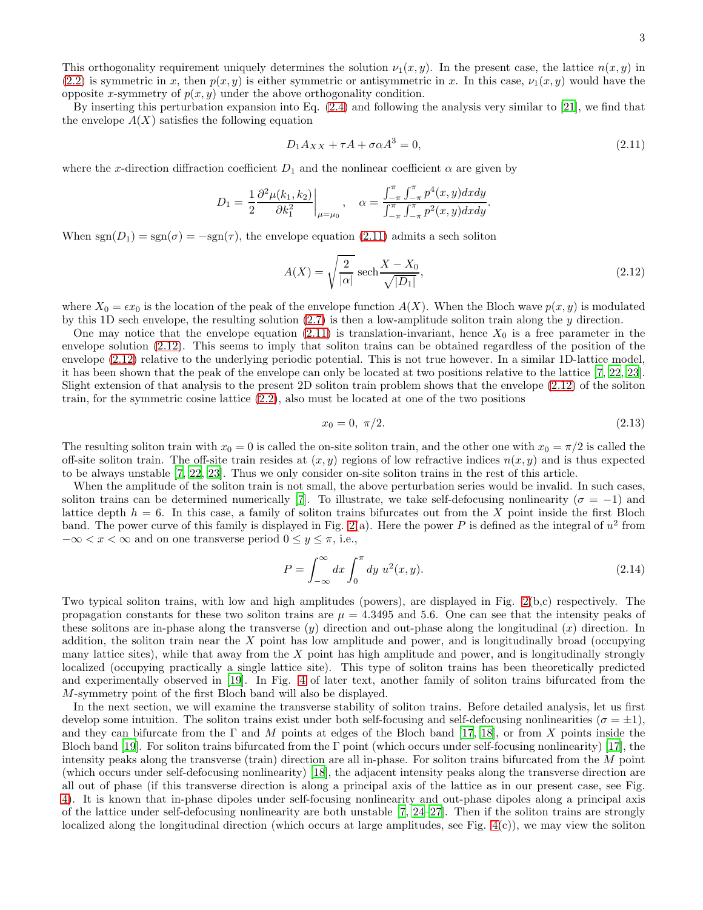This orthogonality requirement uniquely determines the solution $\nu_1(x,y)$. In the present case, the lattice $n(x,y)$ in (2.2) is symmetric in $x$, then $p(x,y)$ is either symmetric or antisymmetric in $x$. In this case, $\nu_1(x,y)$ would have the opposite $x$-symmetry of $p(x,y)$ under the above orthogonality condition.

By inserting this perturbation expansion into Eq. (2.4) and following the analysis very similar to [21], we find that the envelope $A(X)$ satisfies the following equation

$$D_1 A_{XX} + \tau A + \sigma \alpha A^3 = 0, \tag{2.11}$$

where the $x$-direction diffraction coefficient $D_1$ and the nonlinear coefficient $\alpha$ are given by

$$D_1 = \frac{1}{2} \frac{\partial^2 \mu(k_1,k_2)}{\partial k_1^2}\bigg|_{\mu=\mu_0}, \quad \alpha = \frac{\int_{-\pi}^{\pi}\int_{-\pi}^{\pi} p^4(x,y)dxdy}{\int_{-\pi}^{\pi}\int_{-\pi}^{\pi} p^2(x,y)dxdy}.$$

When $\text{sgn}(D_1) = \text{sgn}(\sigma) = -\text{sgn}(\tau)$, the envelope equation (2.11) admits a sech soliton

$$A(X) = \sqrt{\frac{2}{|\alpha|}}\,\text{sech}\frac{X - X_0}{\sqrt{|D_1|}}, \tag{2.12}$$

where $X_0 = \epsilon x_0$ is the location of the peak of the envelope function $A(X)$. When the Bloch wave $p(x,y)$ is modulated by this 1D sech envelope, the resulting solution (2.7) is then a low-amplitude soliton train along the $y$ direction.

One may notice that the envelope equation (2.11) is translation-invariant, hence $X_0$ is a free parameter in the envelope solution (2.12). This seems to imply that soliton trains can be obtained regardless of the position of the envelope (2.12) relative to the underlying periodic potential. This is not true however. In a similar 1D-lattice model, it has been shown that the peak of the envelope can only be located at two positions relative to the lattice [7, 22, 23]. Slight extension of that analysis to the present 2D soliton train problem shows that the envelope (2.12) of the soliton train, for the symmetric cosine lattice (2.2), also must be located at one of the two positions

$$x_0 = 0, \ \pi/2. \tag{2.13}$$

The resulting soliton train with $x_0 = 0$ is called the on-site soliton train, and the other one with $x_0 = \pi/2$ is called the off-site soliton train. The off-site train resides at $(x,y)$ regions of low refractive indices $n(x,y)$ and is thus expected to be always unstable [7, 22, 23]. Thus we only consider on-site soliton trains in the rest of this article.

When the amplitude of the soliton train is not small, the above perturbation series would be invalid. In such cases, soliton trains can be determined numerically [7]. To illustrate, we take self-defocusing nonlinearity ($\sigma = -1$) and lattice depth $h = 6$. In this case, a family of soliton trains bifurcates out from the $X$ point inside the first Bloch band. The power curve of this family is displayed in Fig. 2(a). Here the power $P$ is defined as the integral of $u^2$ from $-\infty < x < \infty$ and on one transverse period $0 \le y \le \pi$, i.e.,

$$P = \int_{-\infty}^{\infty} dx \int_0^{\pi} dy\ u^2(x,y). \tag{2.14}$$

Two typical soliton trains, with low and high amplitudes (powers), are displayed in Fig. 2(b,c) respectively. The propagation constants for these two soliton trains are $\mu = 4.3495$ and 5.6. One can see that the intensity peaks of these solitons are in-phase along the transverse ($y$) direction and out-phase along the longitudinal ($x$) direction. In addition, the soliton train near the $X$ point has low amplitude and power, and is longitudinally broad (occupying many lattice sites), while that away from the $X$ point has high amplitude and power, and is longitudinally strongly localized (occupying practically a single lattice site). This type of soliton trains has been theoretically predicted and experimentally observed in [19]. In Fig. 4 of later text, another family of soliton trains bifurcated from the $M$-symmetry point of the first Bloch band will also be displayed.

In the next section, we will examine the transverse stability of soliton trains. Before detailed analysis, let us first develop some intuition. The soliton trains exist under both self-focusing and self-defocusing nonlinearities ($\sigma = \pm 1$), and they can bifurcate from the $\Gamma$ and $M$ points at edges of the Bloch band [17, 18], or from $X$ points inside the Bloch band [19]. For soliton trains bifurcated from the $\Gamma$ point (which occurs under self-focusing nonlinearity) [17], the intensity peaks along the transverse (train) direction are all in-phase. For soliton trains bifurcated from the $M$ point (which occurs under self-defocusing nonlinearity) [18], the adjacent intensity peaks along the transverse direction are all out of phase (if this transverse direction is along a principal axis of the lattice as in our present case, see Fig. 4). It is known that in-phase dipoles under self-focusing nonlinearity and out-phase dipoles along a principal axis of the lattice under self-defocusing nonlinearity are both unstable [7, 24–27]. Then if the soliton trains are strongly localized along the longitudinal direction (which occurs at large amplitudes, see Fig. 4(c)), we may view the soliton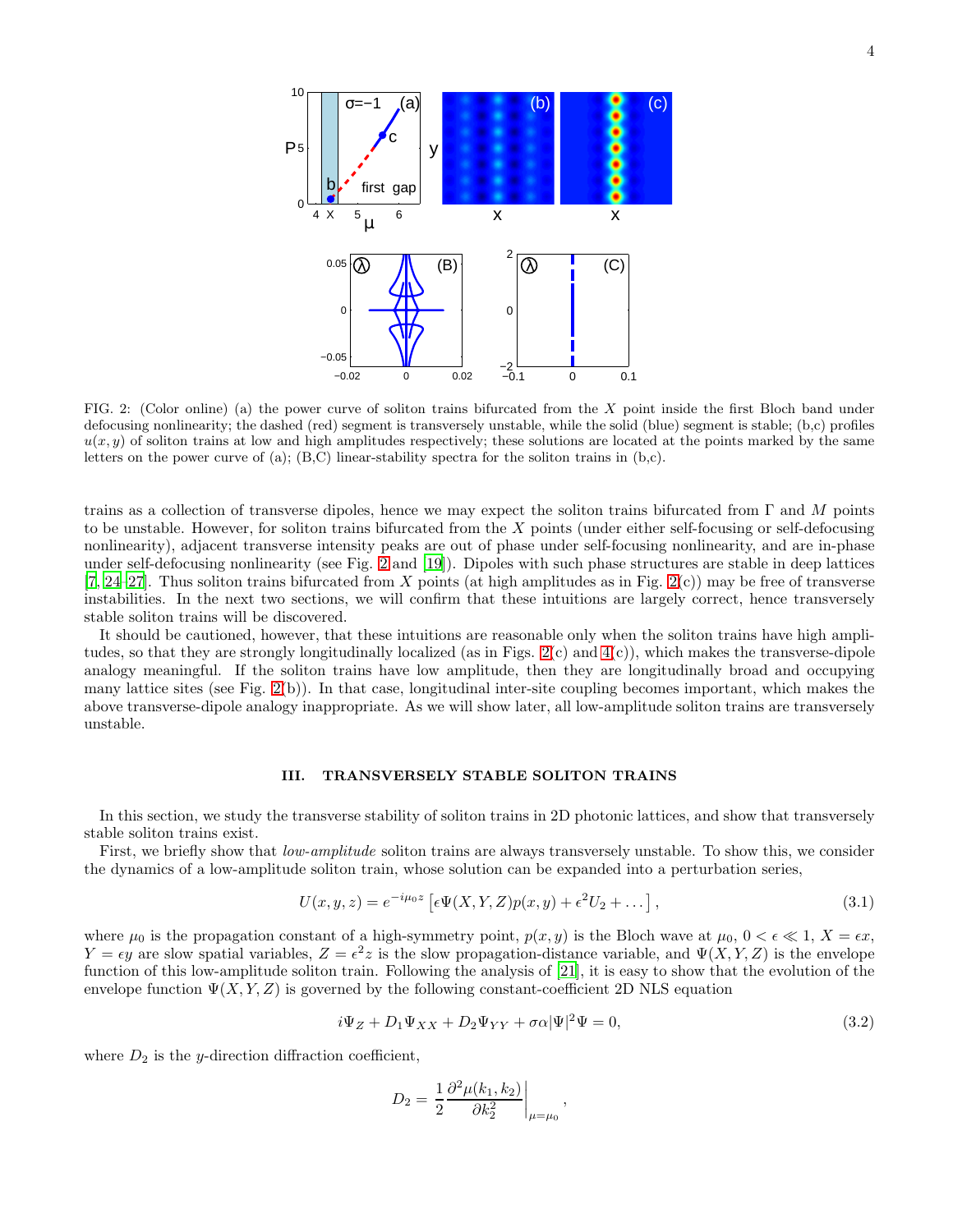FIG. 2: (Color online) (a) the power curve of soliton trains bifurcated from the $X$ point inside the first Bloch band under defocusing nonlinearity; the dashed (red) segment is transversely unstable, while the solid (blue) segment is stable; (b,c) profiles $u(x, y)$ of soliton trains at low and high amplitudes respectively; these solutions are located at the points marked by the same letters on the power curve of (a); (B,C) linear-stability spectra for the soliton trains in (b,c).

trains as a collection of transverse dipoles, hence we may expect the soliton trains bifurcated from $\Gamma$ and $M$ points to be unstable. However, for soliton trains bifurcated from the $X$ points (under either self-focusing or self-defocusing nonlinearity), adjacent transverse intensity peaks are out of phase under self-focusing nonlinearity, and are in-phase under self-defocusing nonlinearity (see Fig. 2 and [19]). Dipoles with such phase structures are stable in deep lattices [7, 24–27]. Thus soliton trains bifurcated from $X$ points (at high amplitudes as in Fig. 2(c)) may be free of transverse instabilities. In the next two sections, we will confirm that these intuitions are largely correct, hence transversely stable soliton trains will be discovered.

It should be cautioned, however, that these intuitions are reasonable only when the soliton trains have high amplitudes, so that they are strongly longitudinally localized (as in Figs. 2(c) and 4(c)), which makes the transverse-dipole analogy meaningful. If the soliton trains have low amplitude, then they are longitudinally broad and occupying many lattice sites (see Fig. 2(b)). In that case, longitudinal inter-site coupling becomes important, which makes the above transverse-dipole analogy inappropriate. As we will show later, all low-amplitude soliton trains are transversely unstable.

## III. TRANSVERSELY STABLE SOLITON TRAINS

In this section, we study the transverse stability of soliton trains in 2D photonic lattices, and show that transversely stable soliton trains exist.

First, we briefly show that *low-amplitude* soliton trains are always transversely unstable. To show this, we consider the dynamics of a low-amplitude soliton train, whose solution can be expanded into a perturbation series,

$$U(x, y, z) = e^{-i\mu_0 z}\left[\epsilon\Psi(X, Y, Z)p(x, y) + \epsilon^2 U_2 + \dots\right], \tag{3.1}$$

where $\mu_0$ is the propagation constant of a high-symmetry point, $p(x, y)$ is the Bloch wave at $\mu_0$, $0 < \epsilon \ll 1$, $X = \epsilon x$, $Y = \epsilon y$ are slow spatial variables, $Z = \epsilon^2 z$ is the slow propagation-distance variable, and $\Psi(X, Y, Z)$ is the envelope function of this low-amplitude soliton train. Following the analysis of [21], it is easy to show that the evolution of the envelope function $\Psi(X, Y, Z)$ is governed by the following constant-coefficient 2D NLS equation

$$i\Psi_Z + D_1\Psi_{XX} + D_2\Psi_{YY} + \sigma\alpha|\Psi|^2\Psi = 0, \tag{3.2}$$

where $D_2$ is the $y$-direction diffraction coefficient,

$$D_2 = \frac{1}{2}\frac{\partial^2\mu(k_1, k_2)}{\partial k_2^2}\bigg|_{\mu=\mu_0},$$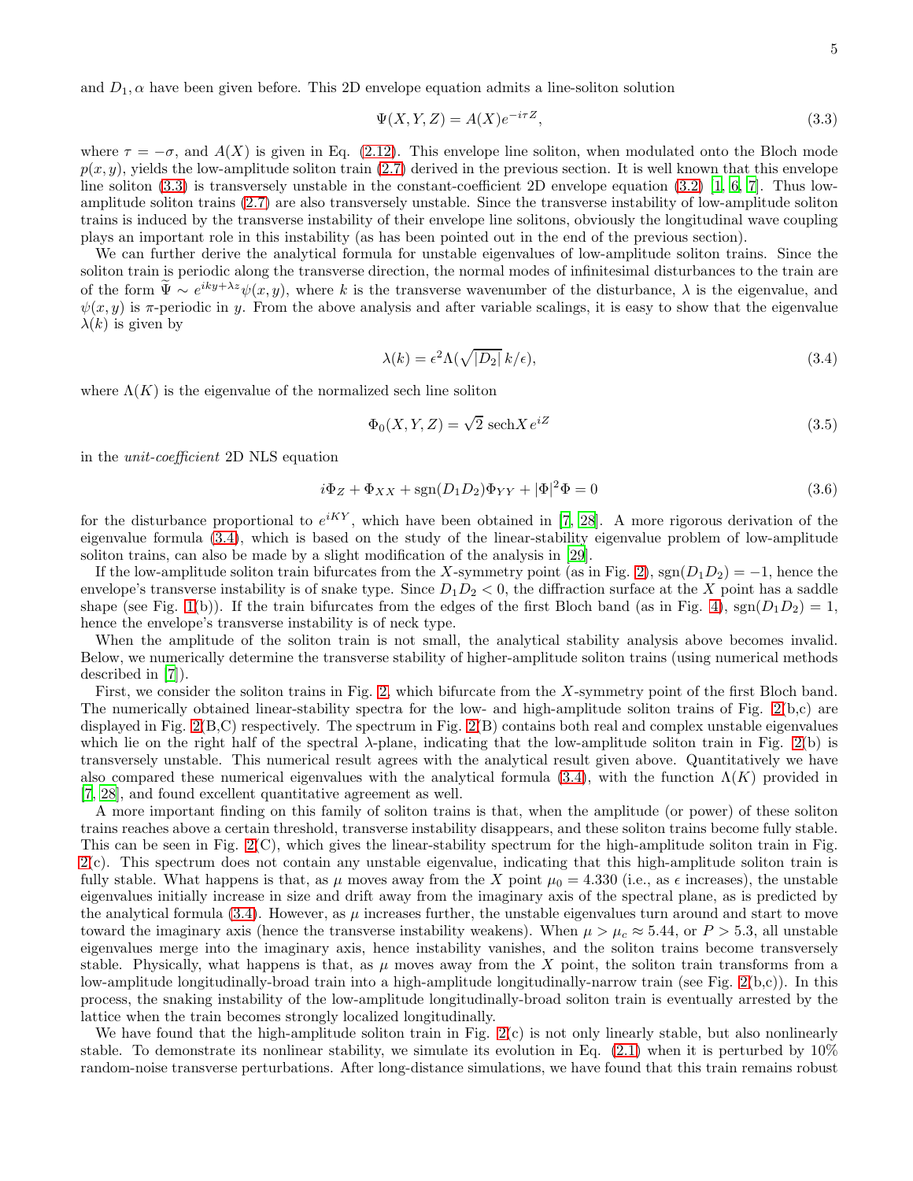and $D_1, \alpha$ have been given before. This 2D envelope equation admits a line-soliton solution

$$\Psi(X,Y,Z) = A(X)e^{-i\tau Z}, \tag{3.3}$$

where $\tau = -\sigma$, and $A(X)$ is given in Eq. (2.12). This envelope line soliton, when modulated onto the Bloch mode $p(x, y)$, yields the low-amplitude soliton train (2.7) derived in the previous section. It is well known that this envelope line soliton (3.3) is transversely unstable in the constant-coefficient 2D envelope equation (3.2) [1, 6, 7]. Thus low-amplitude soliton trains (2.7) are also transversely unstable. Since the transverse instability of low-amplitude soliton trains is induced by the transverse instability of their envelope line solitons, obviously the longitudinal wave coupling plays an important role in this instability (as has been pointed out in the end of the previous section).

We can further derive the analytical formula for unstable eigenvalues of low-amplitude soliton trains. Since the soliton train is periodic along the transverse direction, the normal modes of infinitesimal disturbances to the train are of the form $\widetilde{\Psi} \sim e^{iky+\lambda z}\psi(x, y)$, where $k$ is the transverse wavenumber of the disturbance, $\lambda$ is the eigenvalue, and $\psi(x, y)$ is $\pi$-periodic in $y$. From the above analysis and after variable scalings, it is easy to show that the eigenvalue $\lambda(k)$ is given by

$$\lambda(k) = \epsilon^2\Lambda(\sqrt{|D_2|}\,k/\epsilon), \tag{3.4}$$

where $\Lambda(K)$ is the eigenvalue of the normalized sech line soliton

$$\Phi_0(X,Y,Z) = \sqrt{2}\,\mathrm{sech}X\,e^{iZ} \tag{3.5}$$

in the *unit-coefficient* 2D NLS equation

$$i\Phi_Z + \Phi_{XX} + \mathrm{sgn}(D_1D_2)\Phi_{YY} + |\Phi|^2\Phi = 0 \tag{3.6}$$

for the disturbance proportional to $e^{iKY}$, which have been obtained in [7, 28]. A more rigorous derivation of the eigenvalue formula (3.4), which is based on the study of the linear-stability eigenvalue problem of low-amplitude soliton trains, can also be made by a slight modification of the analysis in [29].

If the low-amplitude soliton train bifurcates from the $X$-symmetry point (as in Fig. 2), $\mathrm{sgn}(D_1D_2) = -1$, hence the envelope's transverse instability is of snake type. Since $D_1D_2 < 0$, the diffraction surface at the $X$ point has a saddle shape (see Fig. 1(b)). If the train bifurcates from the edges of the first Bloch band (as in Fig. 4), $\mathrm{sgn}(D_1D_2) = 1$, hence the envelope's transverse instability is of neck type.

When the amplitude of the soliton train is not small, the analytical stability analysis above becomes invalid. Below, we numerically determine the transverse stability of higher-amplitude soliton trains (using numerical methods described in [7]).

First, we consider the soliton trains in Fig. 2, which bifurcate from the $X$-symmetry point of the first Bloch band. The numerically obtained linear-stability spectra for the low- and high-amplitude soliton trains of Fig. 2(b,c) are displayed in Fig. 2(B,C) respectively. The spectrum in Fig. 2(B) contains both real and complex unstable eigenvalues which lie on the right half of the spectral $\lambda$-plane, indicating that the low-amplitude soliton train in Fig. 2(b) is transversely unstable. This numerical result agrees with the analytical result given above. Quantitatively we have also compared these numerical eigenvalues with the analytical formula (3.4), with the function $\Lambda(K)$ provided in [7, 28], and found excellent quantitative agreement as well.

A more important finding on this family of soliton trains is that, when the amplitude (or power) of these soliton trains reaches above a certain threshold, transverse instability disappears, and these soliton trains become fully stable. This can be seen in Fig. 2(C), which gives the linear-stability spectrum for the high-amplitude soliton train in Fig. 2(c). This spectrum does not contain any unstable eigenvalue, indicating that this high-amplitude soliton train is fully stable. What happens is that, as $\mu$ moves away from the $X$ point $\mu_0 = 4.330$ (i.e., as $\epsilon$ increases), the unstable eigenvalues initially increase in size and drift away from the imaginary axis of the spectral plane, as is predicted by the analytical formula (3.4). However, as $\mu$ increases further, the unstable eigenvalues turn around and start to move toward the imaginary axis (hence the transverse instability weakens). When $\mu > \mu_c \approx 5.44$, or $P > 5.3$, all unstable eigenvalues merge into the imaginary axis, hence instability vanishes, and the soliton trains become transversely stable. Physically, what happens is that, as $\mu$ moves away from the $X$ point, the soliton train transforms from a low-amplitude longitudinally-broad train into a high-amplitude longitudinally-narrow train (see Fig. 2(b,c)). In this process, the snaking instability of the low-amplitude longitudinally-broad soliton train is eventually arrested by the lattice when the train becomes strongly localized longitudinally.

We have found that the high-amplitude soliton train in Fig. 2(c) is not only linearly stable, but also nonlinearly stable. To demonstrate its nonlinear stability, we simulate its evolution in Eq. (2.1) when it is perturbed by 10% random-noise transverse perturbations. After long-distance simulations, we have found that this train remains robust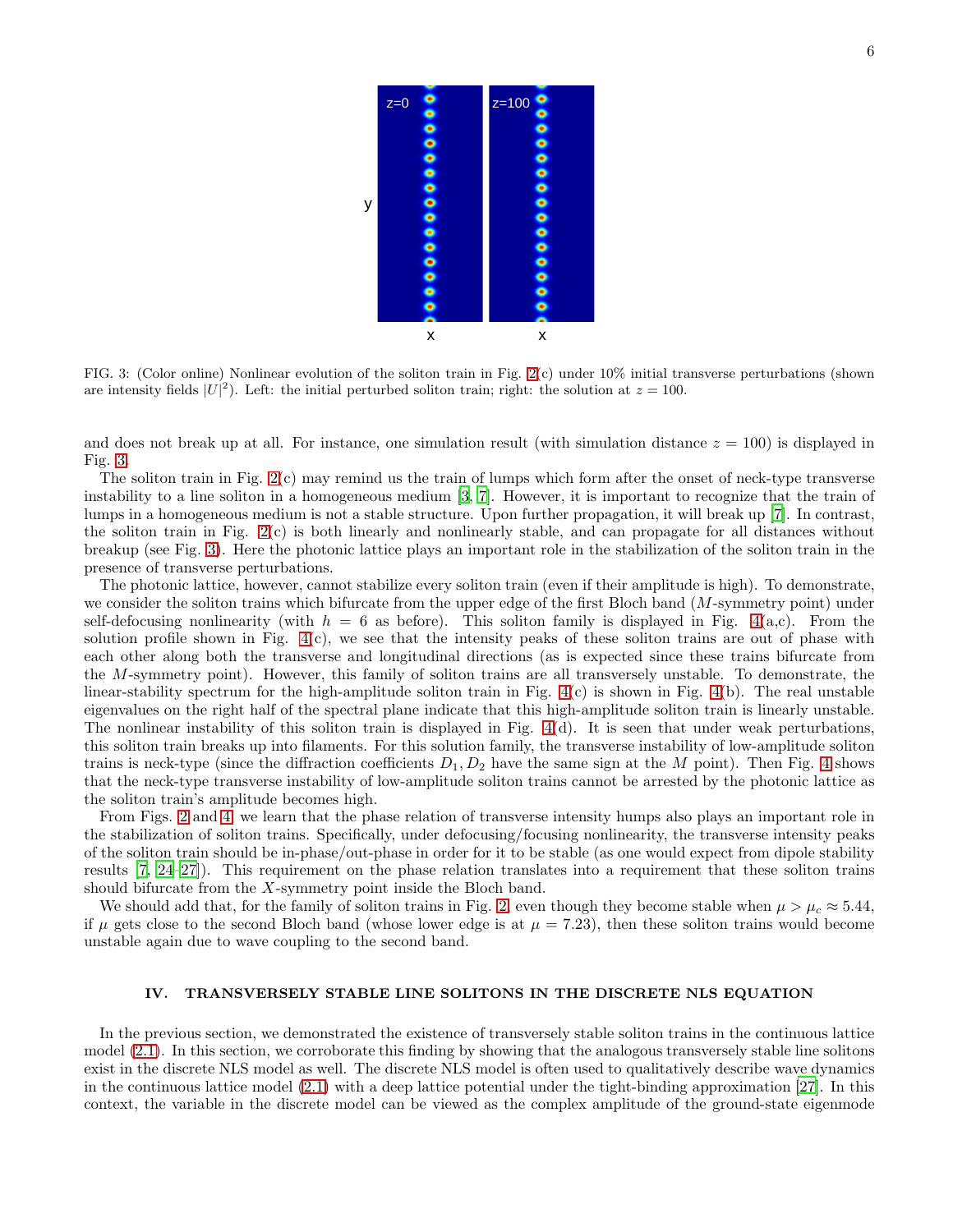FIG. 3: (Color online) Nonlinear evolution of the soliton train in Fig. 2(c) under 10% initial transverse perturbations (shown are intensity fields $|U|^2$). Left: the initial perturbed soliton train; right: the solution at $z = 100$.

and does not break up at all. For instance, one simulation result (with simulation distance $z = 100$) is displayed in Fig. 3.

The soliton train in Fig. 2(c) may remind us the train of lumps which form after the onset of neck-type transverse instability to a line soliton in a homogeneous medium [3, 7]. However, it is important to recognize that the train of lumps in a homogeneous medium is not a stable structure. Upon further propagation, it will break up [7]. In contrast, the soliton train in Fig. 2(c) is both linearly and nonlinearly stable, and can propagate for all distances without breakup (see Fig. 3). Here the photonic lattice plays an important role in the stabilization of the soliton train in the presence of transverse perturbations.

The photonic lattice, however, cannot stabilize every soliton train (even if their amplitude is high). To demonstrate, we consider the soliton trains which bifurcate from the upper edge of the first Bloch band ($M$-symmetry point) under self-defocusing nonlinearity (with $h = 6$ as before). This soliton family is displayed in Fig. 4(a,c). From the solution profile shown in Fig. 4(c), we see that the intensity peaks of these soliton trains are out of phase with each other along both the transverse and longitudinal directions (as is expected since these trains bifurcate from the $M$-symmetry point). However, this family of soliton trains are all transversely unstable. To demonstrate, the linear-stability spectrum for the high-amplitude soliton train in Fig. 4(c) is shown in Fig. 4(b). The real unstable eigenvalues on the right half of the spectral plane indicate that this high-amplitude soliton train is linearly unstable. The nonlinear instability of this soliton train is displayed in Fig. 4(d). It is seen that under weak perturbations, this soliton train breaks up into filaments. For this solution family, the transverse instability of low-amplitude soliton trains is neck-type (since the diffraction coefficients $D_1, D_2$ have the same sign at the $M$ point). Then Fig. 4 shows that the neck-type transverse instability of low-amplitude soliton trains cannot be arrested by the photonic lattice as the soliton train's amplitude becomes high.

From Figs. 2 and 4, we learn that the phase relation of transverse intensity humps also plays an important role in the stabilization of soliton trains. Specifically, under defocusing/focusing nonlinearity, the transverse intensity peaks of the soliton train should be in-phase/out-phase in order for it to be stable (as one would expect from dipole stability results [7, 24–27]). This requirement on the phase relation translates into a requirement that these soliton trains should bifurcate from the $X$-symmetry point inside the Bloch band.

We should add that, for the family of soliton trains in Fig. 2, even though they become stable when $\mu > \mu_c \approx 5.44$, if $\mu$ gets close to the second Bloch band (whose lower edge is at $\mu = 7.23$), then these soliton trains would become unstable again due to wave coupling to the second band.

## IV. TRANSVERSELY STABLE LINE SOLITONS IN THE DISCRETE NLS EQUATION

In the previous section, we demonstrated the existence of transversely stable soliton trains in the continuous lattice model (2.1). In this section, we corroborate this finding by showing that the analogous transversely stable line solitons exist in the discrete NLS model as well. The discrete NLS model is often used to qualitatively describe wave dynamics in the continuous lattice model (2.1) with a deep lattice potential under the tight-binding approximation [27]. In this context, the variable in the discrete model can be viewed as the complex amplitude of the ground-state eigenmode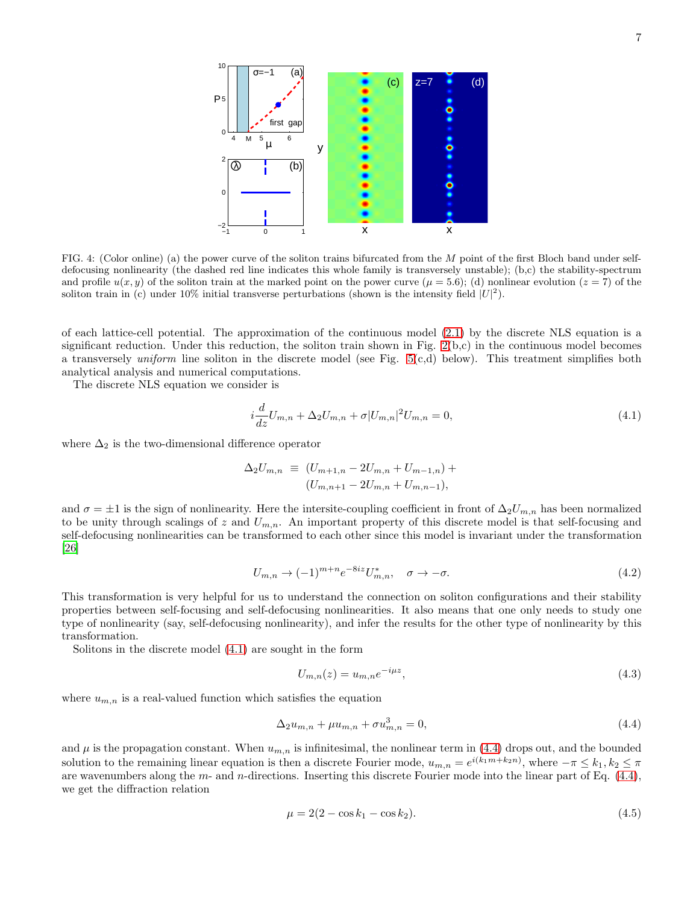FIG. 4: (Color online) (a) the power curve of the soliton trains bifurcated from the $M$ point of the first Bloch band under self-defocusing nonlinearity (the dashed red line indicates this whole family is transversely unstable); (b,c) the stability-spectrum and profile $u(x, y)$ of the soliton train at the marked point on the power curve ($\mu = 5.6$); (d) nonlinear evolution ($z = 7$) of the soliton train in (c) under 10% initial transverse perturbations (shown is the intensity field $|U|^2$).

of each lattice-cell potential. The approximation of the continuous model (2.1) by the discrete NLS equation is a significant reduction. Under this reduction, the soliton train shown in Fig. 2(b,c) in the continuous model becomes a transversely *uniform* line soliton in the discrete model (see Fig. 5(c,d) below). This treatment simplifies both analytical analysis and numerical computations.

The discrete NLS equation we consider is

$$i\frac{d}{dz}U_{m,n} + \Delta_2 U_{m,n} + \sigma|U_{m,n}|^2 U_{m,n} = 0, \tag{4.1}$$

where $\Delta_2$ is the two-dimensional difference operator

$$\Delta_2 U_{m,n} \equiv (U_{m+1,n} - 2U_{m,n} + U_{m-1,n}) + (U_{m,n+1} - 2U_{m,n} + U_{m,n-1}),$$

and $\sigma = \pm 1$ is the sign of nonlinearity. Here the intersite-coupling coefficient in front of $\Delta_2 U_{m,n}$ has been normalized to be unity through scalings of $z$ and $U_{m,n}$. An important property of this discrete model is that self-focusing and self-defocusing nonlinearities can be transformed to each other since this model is invariant under the transformation [26]

$$U_{m,n} \rightarrow (-1)^{m+n} e^{-8iz} U_{m,n}^*, \quad \sigma \rightarrow -\sigma. \tag{4.2}$$

This transformation is very helpful for us to understand the connection on soliton configurations and their stability properties between self-focusing and self-defocusing nonlinearities. It also means that one only needs to study one type of nonlinearity (say, self-defocusing nonlinearity), and infer the results for the other type of nonlinearity by this transformation.

Solitons in the discrete model (4.1) are sought in the form

$$U_{m,n}(z) = u_{m,n} e^{-i\mu z}, \tag{4.3}$$

where $u_{m,n}$ is a real-valued function which satisfies the equation

$$\Delta_2 u_{m,n} + \mu u_{m,n} + \sigma u_{m,n}^3 = 0, \tag{4.4}$$

and $\mu$ is the propagation constant. When $u_{m,n}$ is infinitesimal, the nonlinear term in (4.4) drops out, and the bounded solution to the remaining linear equation is then a discrete Fourier mode, $u_{m,n} = e^{i(k_1 m + k_2 n)}$, where $-\pi \leq k_1, k_2 \leq \pi$ are wavenumbers along the $m$- and $n$-directions. Inserting this discrete Fourier mode into the linear part of Eq. (4.4), we get the diffraction relation

$$\mu = 2(2 - \cos k_1 - \cos k_2). \tag{4.5}$$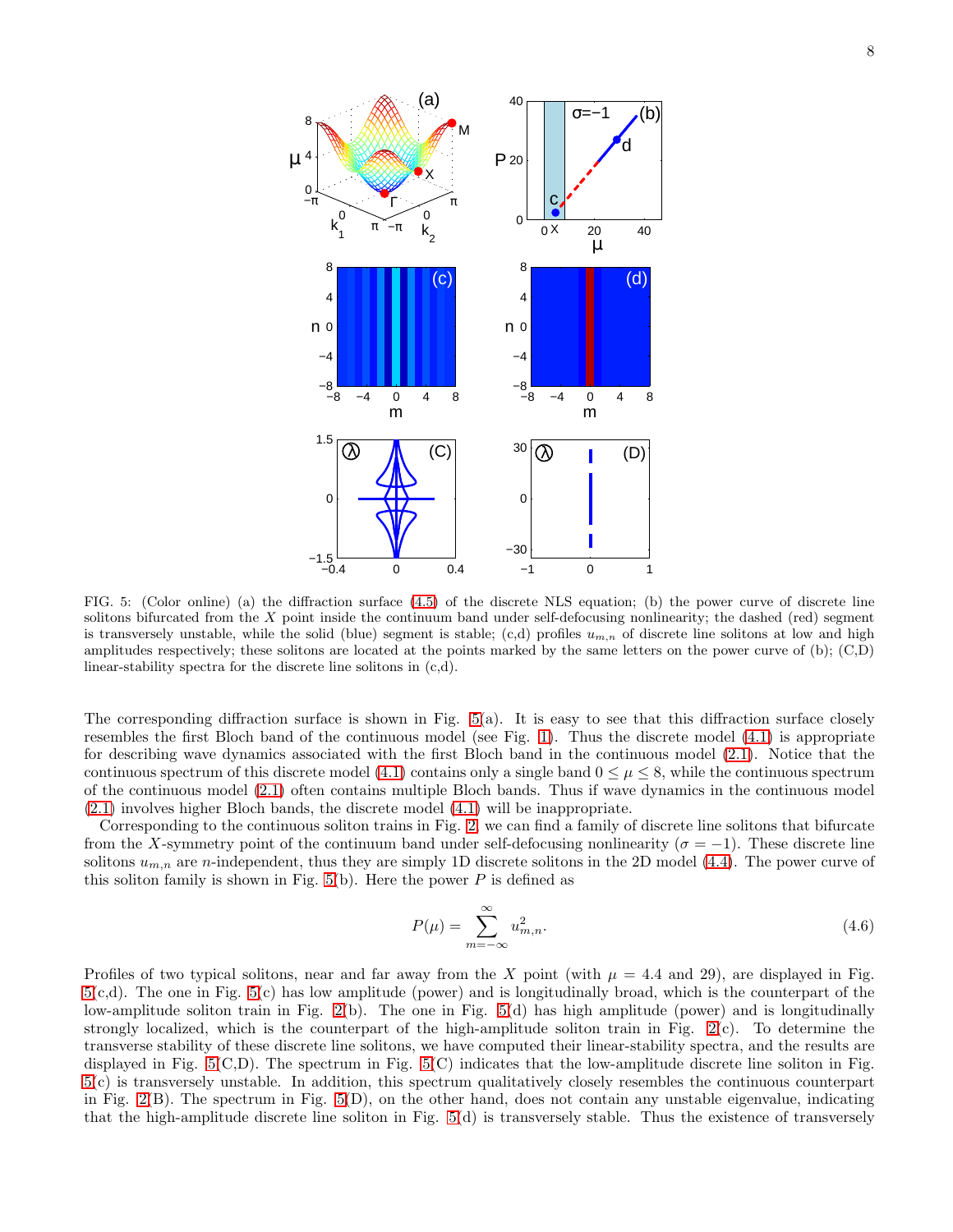FIG. 5: (Color online) (a) the diffraction surface (4.5) of the discrete NLS equation; (b) the power curve of discrete line solitons bifurcated from the $X$ point inside the continuum band under self-defocusing nonlinearity; the dashed (red) segment is transversely unstable, while the solid (blue) segment is stable; (c,d) profiles $u_{m,n}$ of discrete line solitons at low and high amplitudes respectively; these solitons are located at the points marked by the same letters on the power curve of (b); (C,D) linear-stability spectra for the discrete line solitons in (c,d).

The corresponding diffraction surface is shown in Fig. 5(a). It is easy to see that this diffraction surface closely resembles the first Bloch band of the continuous model (see Fig. 1). Thus the discrete model (4.1) is appropriate for describing wave dynamics associated with the first Bloch band in the continuous model (2.1). Notice that the continuous spectrum of this discrete model (4.1) contains only a single band $0 \le \mu \le 8$, while the continuous spectrum of the continuous model (2.1) often contains multiple Bloch bands. Thus if wave dynamics in the continuous model (2.1) involves higher Bloch bands, the discrete model (4.1) will be inappropriate.

Corresponding to the continuous soliton trains in Fig. 2, we can find a family of discrete line solitons that bifurcate from the $X$-symmetry point of the continuum band under self-defocusing nonlinearity ($\sigma = -1$). These discrete line solitons $u_{m,n}$ are $n$-independent, thus they are simply 1D discrete solitons in the 2D model (4.4). The power curve of this soliton family is shown in Fig. 5(b). Here the power $P$ is defined as

$$P(\mu) = \sum_{m=-\infty}^{\infty} u_{m,n}^2. \tag{4.6}$$

Profiles of two typical solitons, near and far away from the $X$ point (with $\mu = 4.4$ and 29), are displayed in Fig. 5(c,d). The one in Fig. 5(c) has low amplitude (power) and is longitudinally broad, which is the counterpart of the low-amplitude soliton train in Fig. 2(b). The one in Fig. 5(d) has high amplitude (power) and is longitudinally strongly localized, which is the counterpart of the high-amplitude soliton train in Fig. 2(c). To determine the transverse stability of these discrete line solitons, we have computed their linear-stability spectra, and the results are displayed in Fig. 5(C,D). The spectrum in Fig. 5(C) indicates that the low-amplitude discrete line soliton in Fig. 5(c) is transversely unstable. In addition, this spectrum qualitatively closely resembles the continuous counterpart in Fig. 2(B). The spectrum in Fig. 5(D), on the other hand, does not contain any unstable eigenvalue, indicating that the high-amplitude discrete line soliton in Fig. 5(d) is transversely stable. Thus the existence of transversely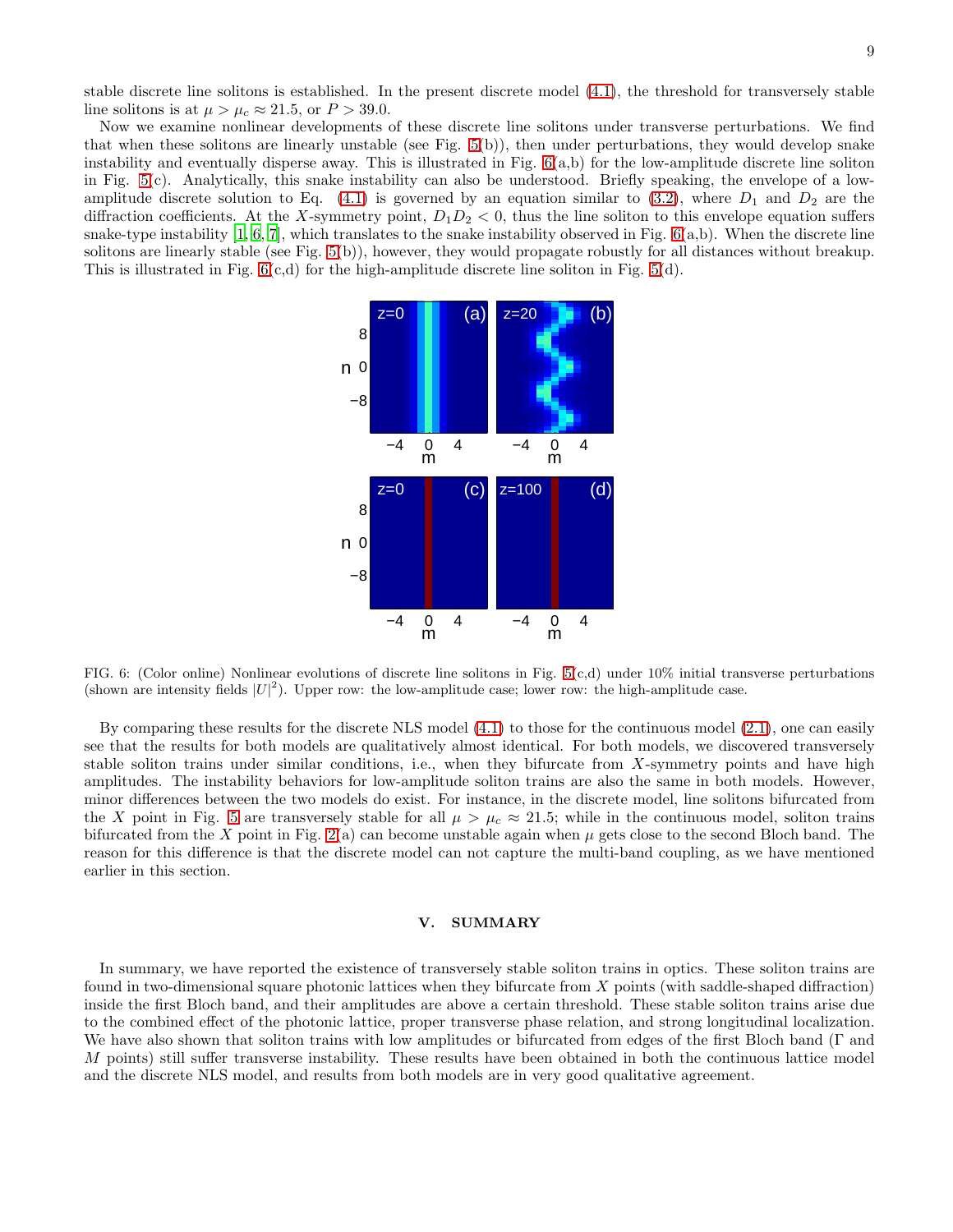stable discrete line solitons is established. In the present discrete model (4.1), the threshold for transversely stable line solitons is at $\mu > \mu_c \approx 21.5$, or $P > 39.0$.

Now we examine nonlinear developments of these discrete line solitons under transverse perturbations. We find that when these solitons are linearly unstable (see Fig. 5(b)), then under perturbations, they would develop snake instability and eventually disperse away. This is illustrated in Fig. 6(a,b) for the low-amplitude discrete line soliton in Fig. 5(c). Analytically, this snake instability can also be understood. Briefly speaking, the envelope of a low-amplitude discrete solution to Eq. (4.1) is governed by an equation similar to (3.2), where $D_1$ and $D_2$ are the diffraction coefficients. At the $X$-symmetry point, $D_1 D_2 < 0$, thus the line soliton to this envelope equation suffers snake-type instability [1, 6, 7], which translates to the snake instability observed in Fig. 6(a,b). When the discrete line solitons are linearly stable (see Fig. 5(b)), however, they would propagate robustly for all distances without breakup. This is illustrated in Fig. 6(c,d) for the high-amplitude discrete line soliton in Fig. 5(d).

FIG. 6: (Color online) Nonlinear evolutions of discrete line solitons in Fig. 5(c,d) under 10% initial transverse perturbations (shown are intensity fields $|U|^2$). Upper row: the low-amplitude case; lower row: the high-amplitude case.

By comparing these results for the discrete NLS model (4.1) to those for the continuous model (2.1), one can easily see that the results for both models are qualitatively almost identical. For both models, we discovered transversely stable soliton trains under similar conditions, i.e., when they bifurcate from $X$-symmetry points and have high amplitudes. The instability behaviors for low-amplitude soliton trains are also the same in both models. However, minor differences between the two models do exist. For instance, in the discrete model, line solitons bifurcated from the $X$ point in Fig. 5 are transversely stable for all $\mu > \mu_c \approx 21.5$; while in the continuous model, soliton trains bifurcated from the $X$ point in Fig. 2(a) can become unstable again when $\mu$ gets close to the second Bloch band. The reason for this difference is that the discrete model can not capture the multi-band coupling, as we have mentioned earlier in this section.

## V. SUMMARY

In summary, we have reported the existence of transversely stable soliton trains in optics. These soliton trains are found in two-dimensional square photonic lattices when they bifurcate from $X$ points (with saddle-shaped diffraction) inside the first Bloch band, and their amplitudes are above a certain threshold. These stable soliton trains arise due to the combined effect of the photonic lattice, proper transverse phase relation, and strong longitudinal localization. We have also shown that soliton trains with low amplitudes or bifurcated from edges of the first Bloch band ($\Gamma$ and $M$ points) still suffer transverse instability. These results have been obtained in both the continuous lattice model and the discrete NLS model, and results from both models are in very good qualitative agreement.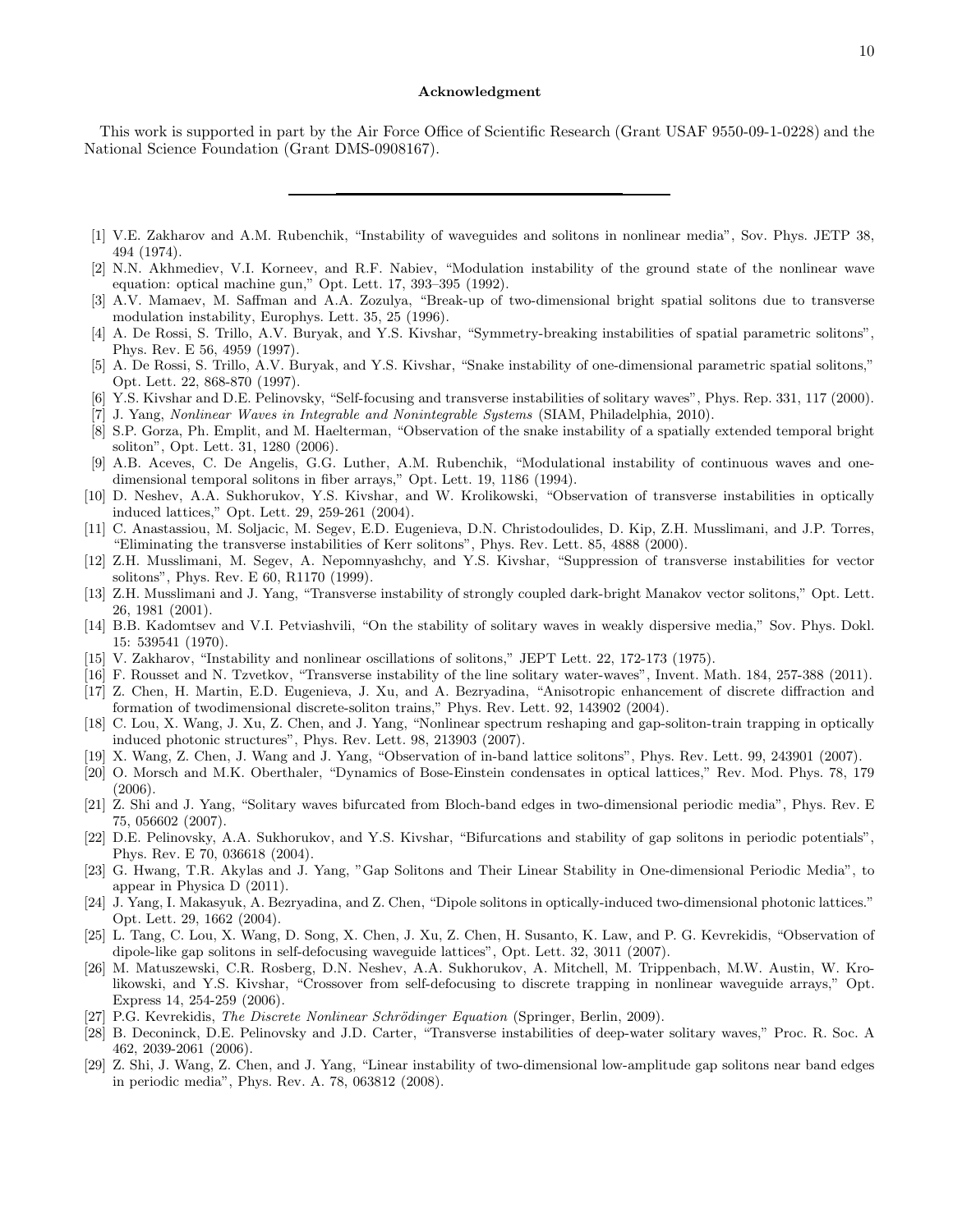**Acknowledgment**

This work is supported in part by the Air Force Office of Scientific Research (Grant USAF 9550-09-1-0228) and the National Science Foundation (Grant DMS-0908167).

---

[1] V.E. Zakharov and A.M. Rubenchik, "Instability of waveguides and solitons in nonlinear media", Sov. Phys. JETP 38, 494 (1974).

[2] N.N. Akhmediev, V.I. Korneev, and R.F. Nabiev, "Modulation instability of the ground state of the nonlinear wave equation: optical machine gun," Opt. Lett. 17, 393–395 (1992).

[3] A.V. Mamaev, M. Saffman and A.A. Zozulya, "Break-up of two-dimensional bright spatial solitons due to transverse modulation instability, Europhys. Lett. 35, 25 (1996).

[4] A. De Rossi, S. Trillo, A.V. Buryak, and Y.S. Kivshar, "Symmetry-breaking instabilities of spatial parametric solitons", Phys. Rev. E 56, 4959 (1997).

[5] A. De Rossi, S. Trillo, A.V. Buryak, and Y.S. Kivshar, "Snake instability of one-dimensional parametric spatial solitons," Opt. Lett. 22, 868-870 (1997).

[6] Y.S. Kivshar and D.E. Pelinovsky, "Self-focusing and transverse instabilities of solitary waves", Phys. Rep. 331, 117 (2000).

[7] J. Yang, *Nonlinear Waves in Integrable and Nonintegrable Systems* (SIAM, Philadelphia, 2010).

[8] S.P. Gorza, Ph. Emplit, and M. Haelterman, "Observation of the snake instability of a spatially extended temporal bright soliton", Opt. Lett. 31, 1280 (2006).

[9] A.B. Aceves, C. De Angelis, G.G. Luther, A.M. Rubenchik, "Modulational instability of continuous waves and one-dimensional temporal solitons in fiber arrays," Opt. Lett. 19, 1186 (1994).

[10] D. Neshev, A.A. Sukhorukov, Y.S. Kivshar, and W. Krolikowski, "Observation of transverse instabilities in optically induced lattices," Opt. Lett. 29, 259-261 (2004).

[11] C. Anastassiou, M. Soljacic, M. Segev, E.D. Eugenieva, D.N. Christodoulides, D. Kip, Z.H. Musslimani, and J.P. Torres, "Eliminating the transverse instabilities of Kerr solitons", Phys. Rev. Lett. 85, 4888 (2000).

[12] Z.H. Musslimani, M. Segev, A. Nepomnyashchy, and Y.S. Kivshar, "Suppression of transverse instabilities for vector solitons", Phys. Rev. E 60, R1170 (1999).

[13] Z.H. Musslimani and J. Yang, "Transverse instability of strongly coupled dark-bright Manakov vector solitons," Opt. Lett. 26, 1981 (2001).

[14] B.B. Kadomtsev and V.I. Petviashvili, "On the stability of solitary waves in weakly dispersive media," Sov. Phys. Dokl. 15: 539541 (1970).

[15] V. Zakharov, "Instability and nonlinear oscillations of solitons," JEPT Lett. 22, 172-173 (1975).

[16] F. Rousset and N. Tzvetkov, "Transverse instability of the line solitary water-waves", Invent. Math. 184, 257-388 (2011).

[17] Z. Chen, H. Martin, E.D. Eugenieva, J. Xu, and A. Bezryadina, "Anisotropic enhancement of discrete diffraction and formation of twodimensional discrete-soliton trains," Phys. Rev. Lett. 92, 143902 (2004).

[18] C. Lou, X. Wang, J. Xu, Z. Chen, and J. Yang, "Nonlinear spectrum reshaping and gap-soliton-train trapping in optically induced photonic structures", Phys. Rev. Lett. 98, 213903 (2007).

[19] X. Wang, Z. Chen, J. Wang and J. Yang, "Observation of in-band lattice solitons", Phys. Rev. Lett. 99, 243901 (2007).

[20] O. Morsch and M.K. Oberthaler, "Dynamics of Bose-Einstein condensates in optical lattices," Rev. Mod. Phys. 78, 179 (2006).

[21] Z. Shi and J. Yang, "Solitary waves bifurcated from Bloch-band edges in two-dimensional periodic media", Phys. Rev. E 75, 056602 (2007).

[22] D.E. Pelinovsky, A.A. Sukhorukov, and Y.S. Kivshar, "Bifurcations and stability of gap solitons in periodic potentials", Phys. Rev. E 70, 036618 (2004).

[23] G. Hwang, T.R. Akylas and J. Yang, "Gap Solitons and Their Linear Stability in One-dimensional Periodic Media", to appear in Physica D (2011).

[24] J. Yang, I. Makasyuk, A. Bezryadina, and Z. Chen, "Dipole solitons in optically-induced two-dimensional photonic lattices." Opt. Lett. 29, 1662 (2004).

[25] L. Tang, C. Lou, X. Wang, D. Song, X. Chen, J. Xu, Z. Chen, H. Susanto, K. Law, and P. G. Kevrekidis, "Observation of dipole-like gap solitons in self-defocusing waveguide lattices", Opt. Lett. 32, 3011 (2007).

[26] M. Matuszewski, C.R. Rosberg, D.N. Neshev, A.A. Sukhorukov, A. Mitchell, M. Trippenbach, M.W. Austin, W. Krolikowski, and Y.S. Kivshar, "Crossover from self-defocusing to discrete trapping in nonlinear waveguide arrays," Opt. Express 14, 254-259 (2006).

[27] P.G. Kevrekidis, *The Discrete Nonlinear Schrödinger Equation* (Springer, Berlin, 2009).

[28] B. Deconinck, D.E. Pelinovsky and J.D. Carter, "Transverse instabilities of deep-water solitary waves," Proc. R. Soc. A 462, 2039-2061 (2006).

[29] Z. Shi, J. Wang, Z. Chen, and J. Yang, "Linear instability of two-dimensional low-amplitude gap solitons near band edges in periodic media", Phys. Rev. A. 78, 063812 (2008).